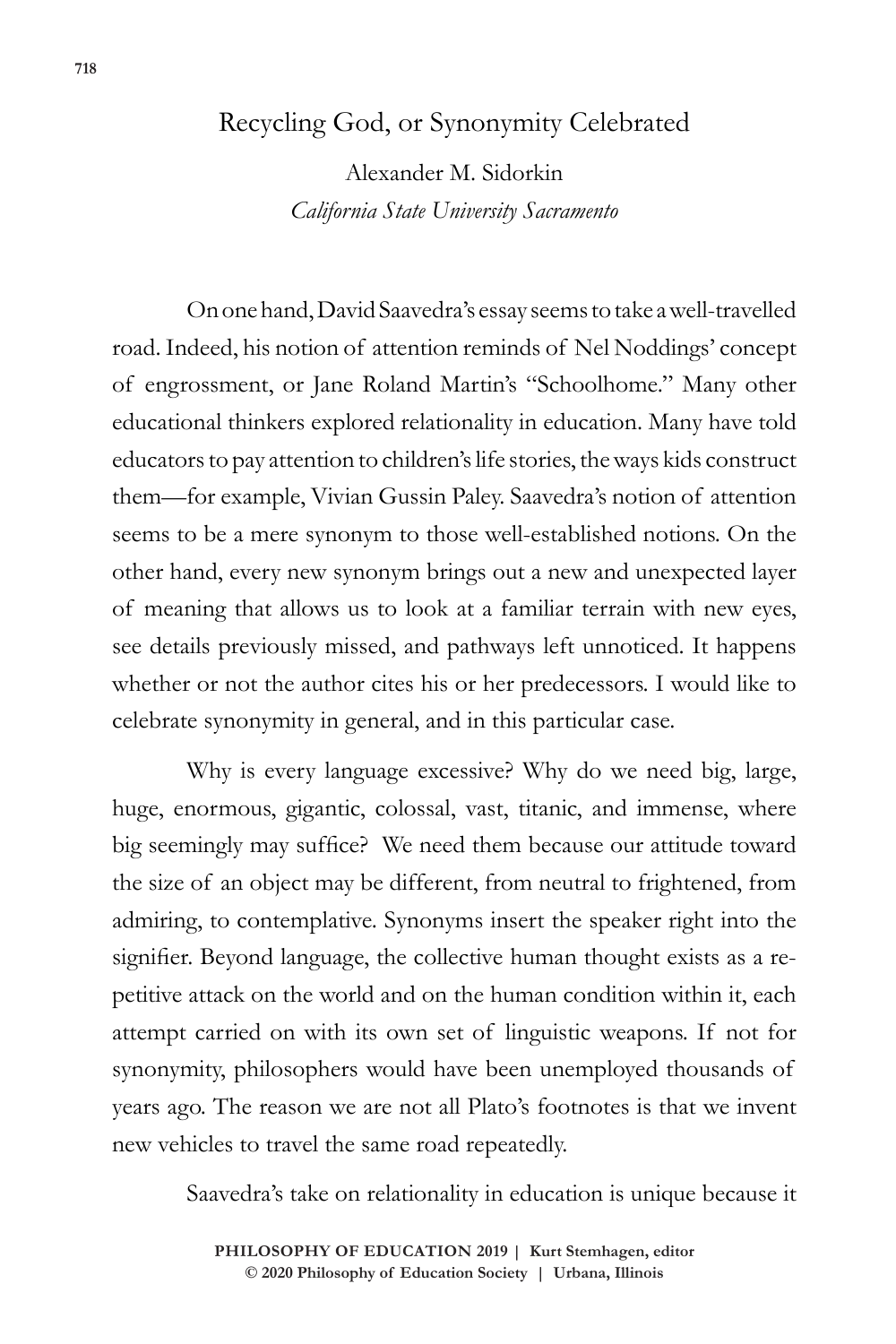# Recycling God, or Synonymity Celebrated

Alexander M. Sidorkin
*California State University Sacramento*

On one hand, David Saavedra's essay seems to take a well-travelled road. Indeed, his notion of attention reminds of Nel Noddings' concept of engrossment, or Jane Roland Martin's "Schoolhome." Many other educational thinkers explored relationality in education. Many have told educators to pay attention to children's life stories, the ways kids construct them—for example, Vivian Gussin Paley. Saavedra's notion of attention seems to be a mere synonym to those well-established notions. On the other hand, every new synonym brings out a new and unexpected layer of meaning that allows us to look at a familiar terrain with new eyes, see details previously missed, and pathways left unnoticed. It happens whether or not the author cites his or her predecessors. I would like to celebrate synonymity in general, and in this particular case.

Why is every language excessive? Why do we need big, large, huge, enormous, gigantic, colossal, vast, titanic, and immense, where big seemingly may suffice? We need them because our attitude toward the size of an object may be different, from neutral to frightened, from admiring, to contemplative. Synonyms insert the speaker right into the signifier. Beyond language, the collective human thought exists as a repetitive attack on the world and on the human condition within it, each attempt carried on with its own set of linguistic weapons. If not for synonymity, philosophers would have been unemployed thousands of years ago. The reason we are not all Plato's footnotes is that we invent new vehicles to travel the same road repeatedly.

Saavedra's take on relationality in education is unique because it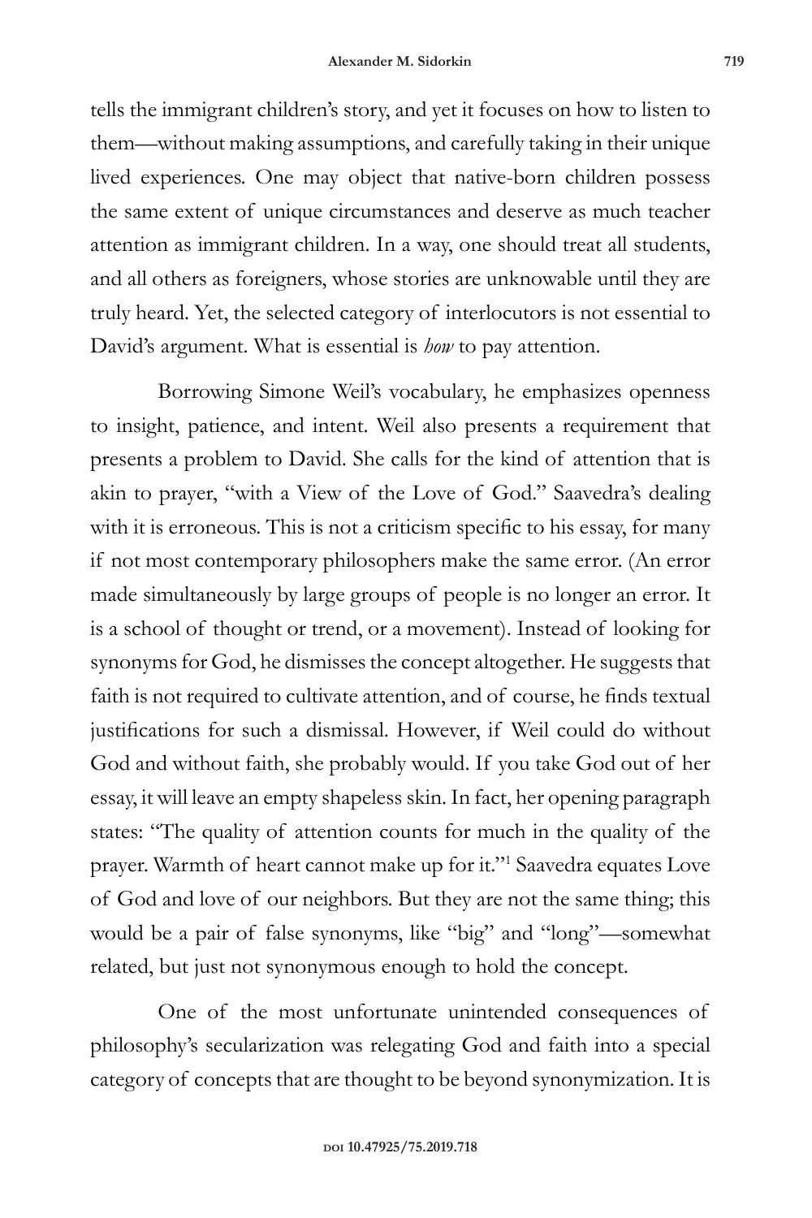tells the immigrant children's story, and yet it focuses on how to listen to them—without making assumptions, and carefully taking in their unique lived experiences. One may object that native-born children possess the same extent of unique circumstances and deserve as much teacher attention as immigrant children. In a way, one should treat all students, and all others as foreigners, whose stories are unknowable until they are truly heard. Yet, the selected category of interlocutors is not essential to David's argument. What is essential is *how* to pay attention.

Borrowing Simone Weil's vocabulary, he emphasizes openness to insight, patience, and intent. Weil also presents a requirement that presents a problem to David. She calls for the kind of attention that is akin to prayer, "with a View of the Love of God." Saavedra's dealing with it is erroneous. This is not a criticism specific to his essay, for many if not most contemporary philosophers make the same error. (An error made simultaneously by large groups of people is no longer an error. It is a school of thought or trend, or a movement). Instead of looking for synonyms for God, he dismisses the concept altogether. He suggests that faith is not required to cultivate attention, and of course, he finds textual justifications for such a dismissal. However, if Weil could do without God and without faith, she probably would. If you take God out of her essay, it will leave an empty shapeless skin. In fact, her opening paragraph states: "The quality of attention counts for much in the quality of the prayer. Warmth of heart cannot make up for it."[1] Saavedra equates Love of God and love of our neighbors. But they are not the same thing; this would be a pair of false synonyms, like "big" and "long"—somewhat related, but just not synonymous enough to hold the concept.

One of the most unfortunate unintended consequences of philosophy's secularization was relegating God and faith into a special category of concepts that are thought to be beyond synonymization. It is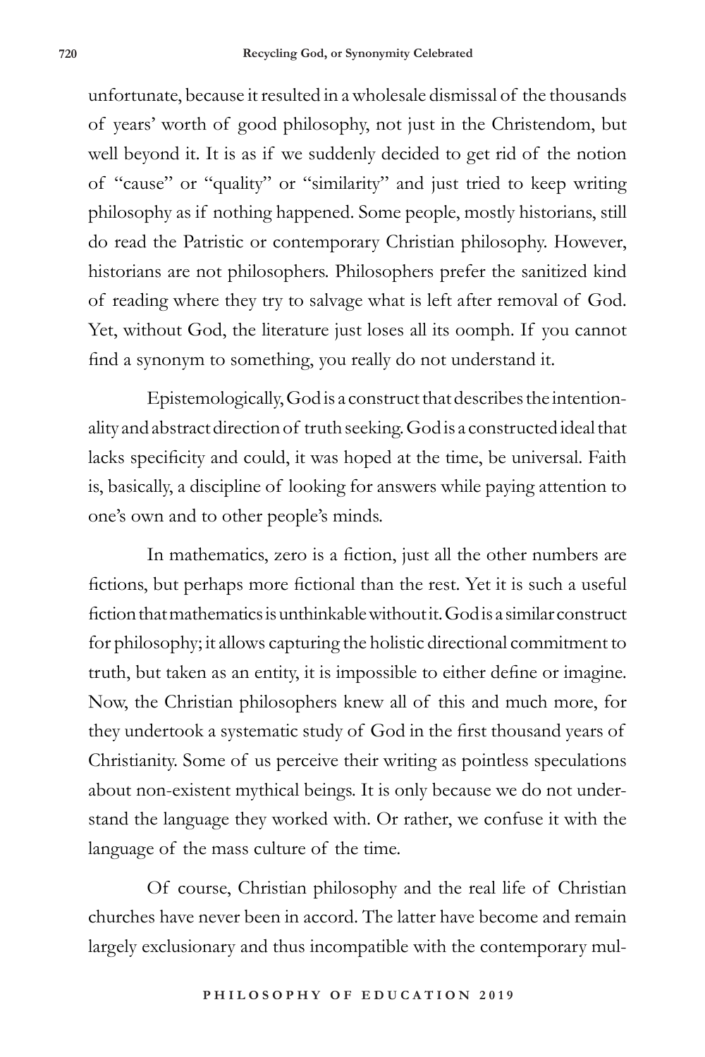unfortunate, because it resulted in a wholesale dismissal of the thousands of years' worth of good philosophy, not just in the Christendom, but well beyond it. It is as if we suddenly decided to get rid of the notion of "cause" or "quality" or "similarity" and just tried to keep writing philosophy as if nothing happened. Some people, mostly historians, still do read the Patristic or contemporary Christian philosophy. However, historians are not philosophers. Philosophers prefer the sanitized kind of reading where they try to salvage what is left after removal of God. Yet, without God, the literature just loses all its oomph. If you cannot find a synonym to something, you really do not understand it.

Epistemologically, God is a construct that describes the intentionality and abstract direction of truth seeking. God is a constructed ideal that lacks specificity and could, it was hoped at the time, be universal. Faith is, basically, a discipline of looking for answers while paying attention to one's own and to other people's minds.

In mathematics, zero is a fiction, just all the other numbers are fictions, but perhaps more fictional than the rest. Yet it is such a useful fiction that mathematics is unthinkable without it. God is a similar construct for philosophy; it allows capturing the holistic directional commitment to truth, but taken as an entity, it is impossible to either define or imagine. Now, the Christian philosophers knew all of this and much more, for they undertook a systematic study of God in the first thousand years of Christianity. Some of us perceive their writing as pointless speculations about non-existent mythical beings. It is only because we do not understand the language they worked with. Or rather, we confuse it with the language of the mass culture of the time.

Of course, Christian philosophy and the real life of Christian churches have never been in accord. The latter have become and remain largely exclusionary and thus incompatible with the contemporary mul-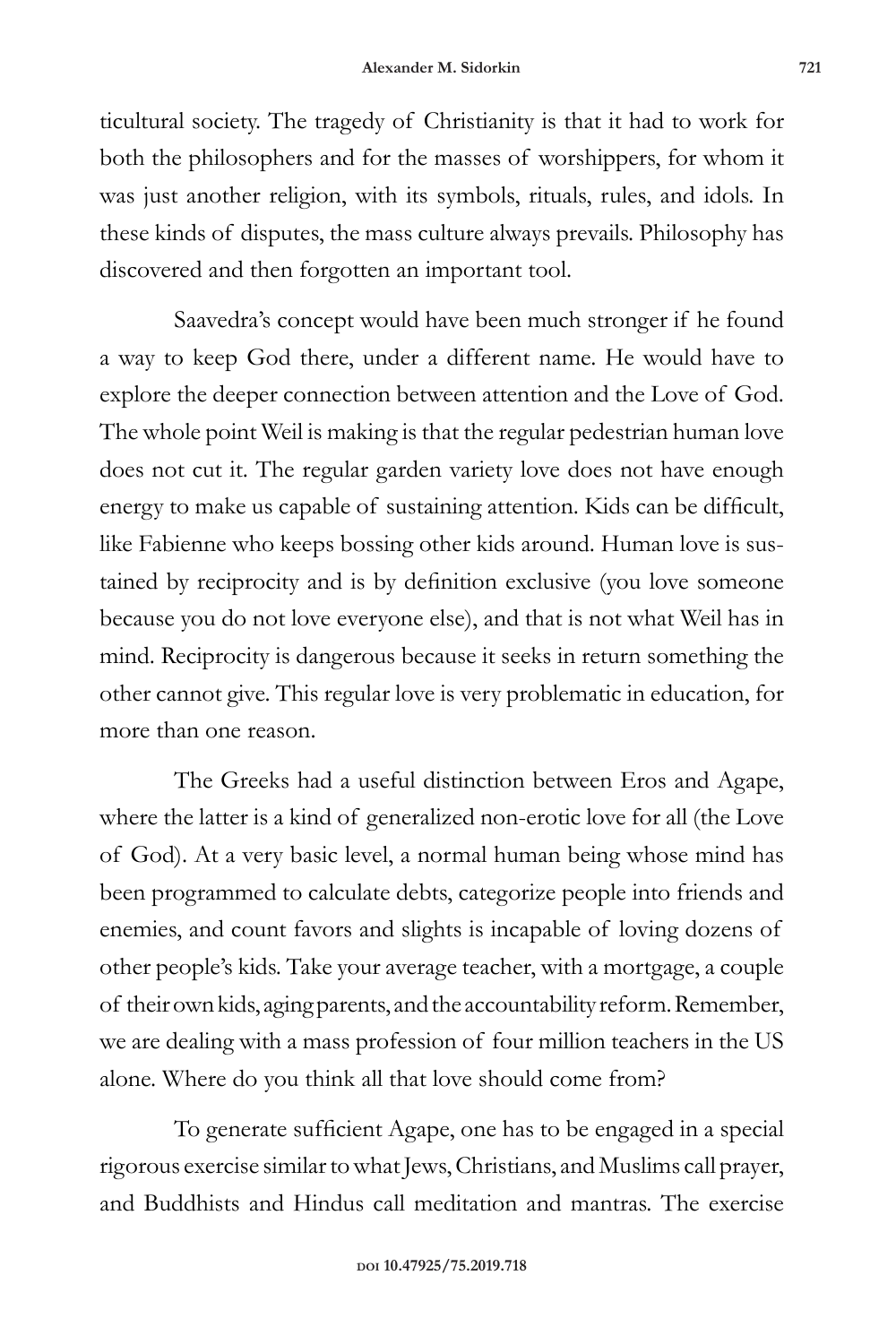ticultural society. The tragedy of Christianity is that it had to work for both the philosophers and for the masses of worshippers, for whom it was just another religion, with its symbols, rituals, rules, and idols. In these kinds of disputes, the mass culture always prevails. Philosophy has discovered and then forgotten an important tool.

Saavedra's concept would have been much stronger if he found a way to keep God there, under a different name. He would have to explore the deeper connection between attention and the Love of God. The whole point Weil is making is that the regular pedestrian human love does not cut it. The regular garden variety love does not have enough energy to make us capable of sustaining attention. Kids can be difficult, like Fabienne who keeps bossing other kids around. Human love is sustained by reciprocity and is by definition exclusive (you love someone because you do not love everyone else), and that is not what Weil has in mind. Reciprocity is dangerous because it seeks in return something the other cannot give. This regular love is very problematic in education, for more than one reason.

The Greeks had a useful distinction between Eros and Agape, where the latter is a kind of generalized non-erotic love for all (the Love of God). At a very basic level, a normal human being whose mind has been programmed to calculate debts, categorize people into friends and enemies, and count favors and slights is incapable of loving dozens of other people's kids. Take your average teacher, with a mortgage, a couple of their own kids, aging parents, and the accountability reform. Remember, we are dealing with a mass profession of four million teachers in the US alone. Where do you think all that love should come from?

To generate sufficient Agape, one has to be engaged in a special rigorous exercise similar to what Jews, Christians, and Muslims call prayer, and Buddhists and Hindus call meditation and mantras. The exercise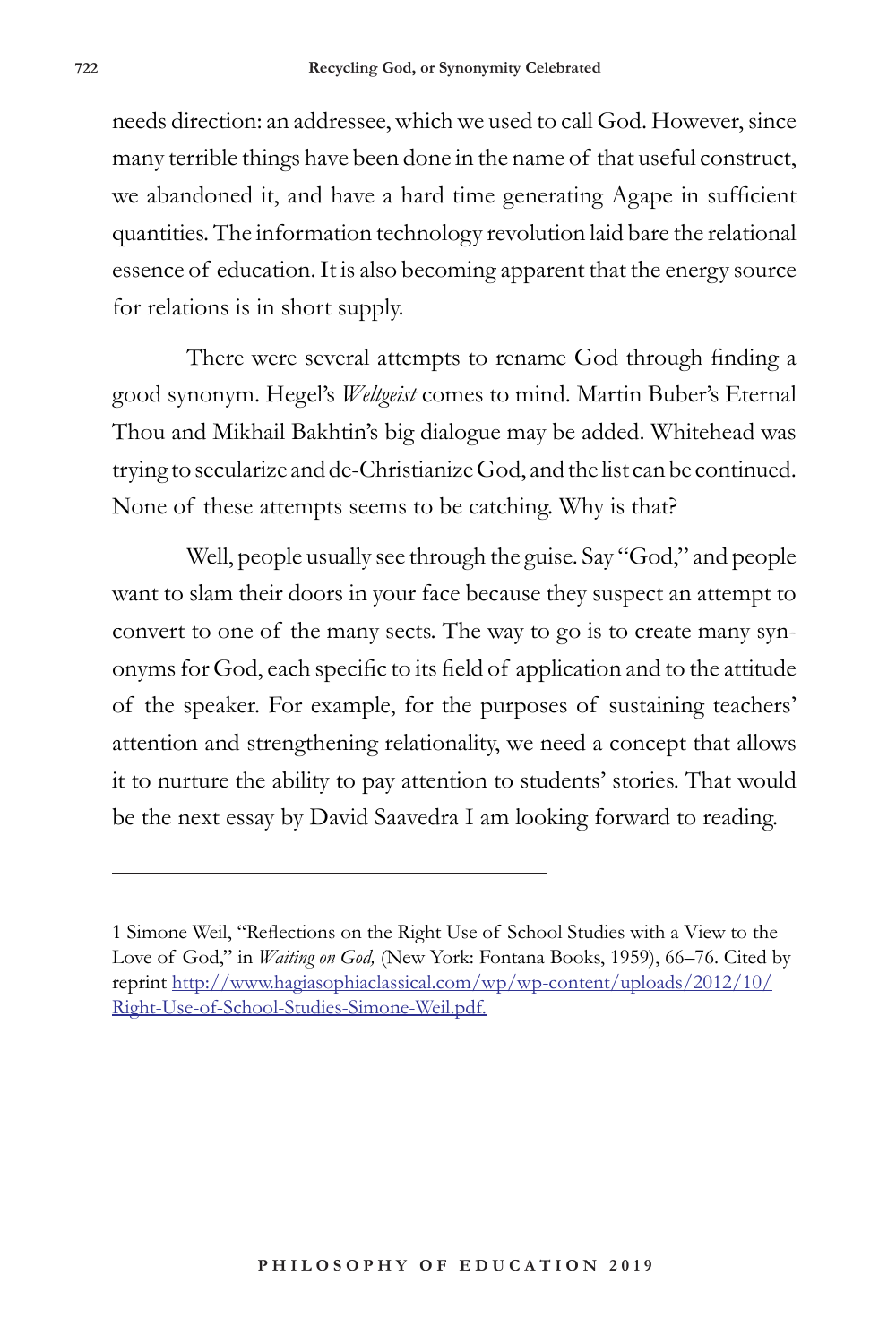needs direction: an addressee, which we used to call God. However, since many terrible things have been done in the name of that useful construct, we abandoned it, and have a hard time generating Agape in sufficient quantities. The information technology revolution laid bare the relational essence of education. It is also becoming apparent that the energy source for relations is in short supply.

There were several attempts to rename God through finding a good synonym. Hegel's *Weltgeist* comes to mind. Martin Buber's Eternal Thou and Mikhail Bakhtin's big dialogue may be added. Whitehead was trying to secularize and de-Christianize God, and the list can be continued. None of these attempts seems to be catching. Why is that?

Well, people usually see through the guise. Say "God," and people want to slam their doors in your face because they suspect an attempt to convert to one of the many sects. The way to go is to create many synonyms for God, each specific to its field of application and to the attitude of the speaker. For example, for the purposes of sustaining teachers' attention and strengthening relationality, we need a concept that allows it to nurture the ability to pay attention to students' stories. That would be the next essay by David Saavedra I am looking forward to reading.

---

1 Simone Weil, "Reflections on the Right Use of School Studies with a View to the Love of God," in *Waiting on God,* (New York: Fontana Books, 1959), 66–76. Cited by reprint [http://www.hagiasophiaclassical.com/wp/wp-content/uploads/2012/10/Right-Use-of-School-Studies-Simone-Weil.pdf.](http://www.hagiasophiaclassical.com/wp/wp-content/uploads/2012/10/Right-Use-of-School-Studies-Simone-Weil.pdf)